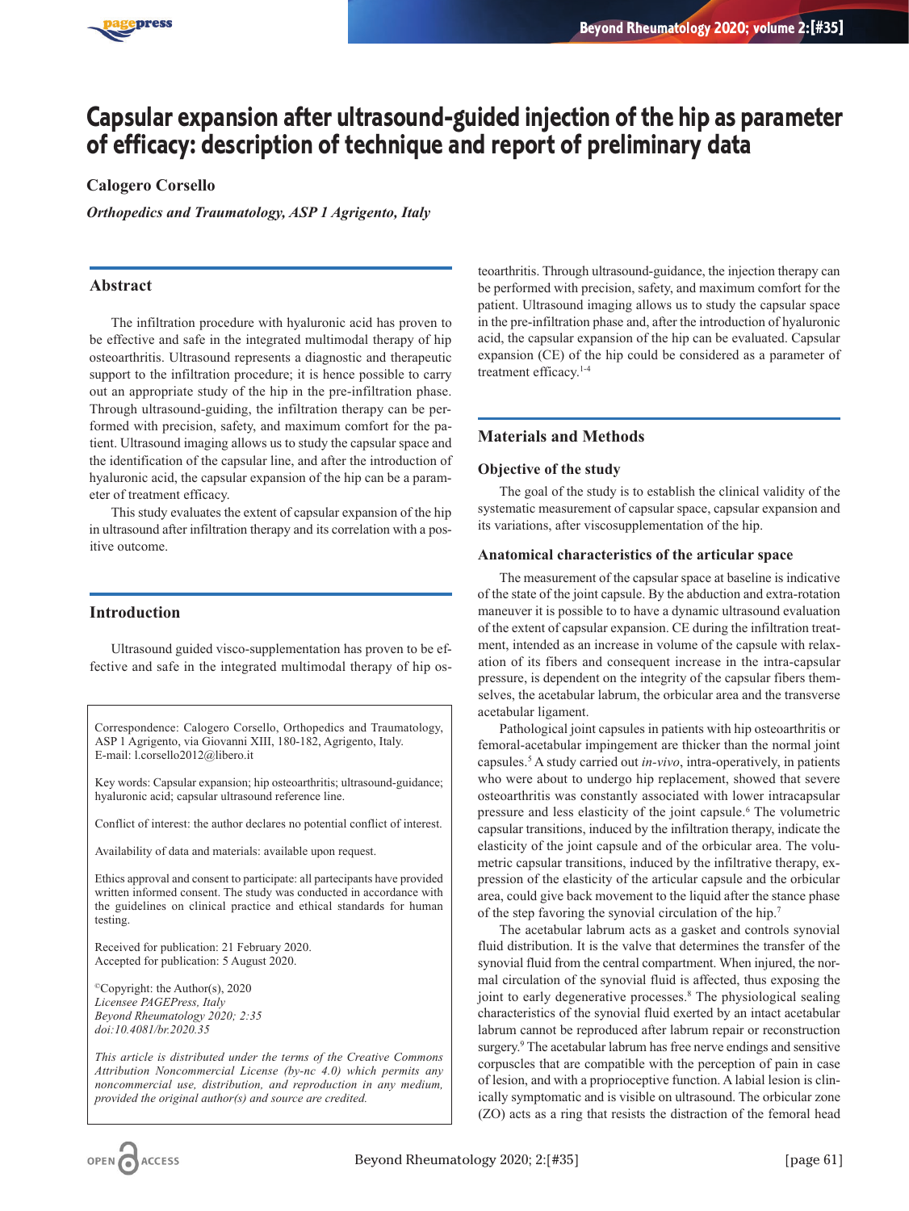# Capsular expansion after ultrasound-guided injection of the hip as parameter of efficacy: description of technique and report of preliminary data

**Calogero Corsello**

*Orthopedics and Traumatology, ASP 1 Agrigento, Italy*

## Abstract

The infiltration procedure with hyaluronic acid has proven to be effective and safe in the integrated multimodal therapy of hip osteoarthritis. Ultrasound represents a diagnostic and therapeutic support to the infiltration procedure; it is hence possible to carry out an appropriate study of the hip in the pre-infiltration phase. Through ultrasound-guiding, the infiltration therapy can be performed with precision, safety, and maximum comfort for the patient. Ultrasound imaging allows us to study the capsular space and the identification of the capsular line, and after the introduction of hyaluronic acid, the capsular expansion of the hip can be a parameter of treatment efficacy.

This study evaluates the extent of capsular expansion of the hip in ultrasound after infiltration therapy and its correlation with a positive outcome.

## Introduction

Ultrasound guided visco-supplementation has proven to be effective and safe in the integrated multimodal therapy of hip osteoarthritis. Through ultrasound-guidance, the injection therapy can be performed with precision, safety, and maximum comfort for the patient. Ultrasound imaging allows us to study the capsular space in the pre-infiltration phase and, after the introduction of hyaluronic acid, the capsular expansion of the hip can be evaluated. Capsular expansion (CE) of the hip could be considered as a parameter of treatment efficacy.[1-4]

Correspondence: Calogero Corsello, Orthopedics and Traumatology, ASP 1 Agrigento, via Giovanni XIII, 180-182, Agrigento, Italy.
E-mail: l.corsello2012@libero.it

Key words: Capsular expansion; hip osteoarthritis; ultrasound-guidance; hyaluronic acid; capsular ultrasound reference line.

Conflict of interest: the author declares no potential conflict of interest.

Availability of data and materials: available upon request.

Ethics approval and consent to participate: all partecipants have provided written informed consent. The study was conducted in accordance with the guidelines on clinical practice and ethical standards for human testing.

Received for publication: 21 February 2020.
Accepted for publication: 5 August 2020.

©Copyright: the Author(s), 2020
*Licensee PAGEPress, Italy*
*Beyond Rheumatology 2020; 2:35*
*doi:10.4081/br.2020.35*

*This article is distributed under the terms of the Creative Commons Attribution Noncommercial License (by-nc 4.0) which permits any noncommercial use, distribution, and reproduction in any medium, provided the original author(s) and source are credited.*

## Materials and Methods

### Objective of the study

The goal of the study is to establish the clinical validity of the systematic measurement of capsular space, capsular expansion and its variations, after viscosupplementation of the hip.

### Anatomical characteristics of the articular space

The measurement of the capsular space at baseline is indicative of the state of the joint capsule. By the abduction and extra-rotation maneuver it is possible to to have a dynamic ultrasound evaluation of the extent of capsular expansion. CE during the infiltration treatment, intended as an increase in volume of the capsule with relaxation of its fibers and consequent increase in the intra-capsular pressure, is dependent on the integrity of the capsular fibers themselves, the acetabular labrum, the orbicular area and the transverse acetabular ligament.

Pathological joint capsules in patients with hip osteoarthritis or femoral-acetabular impingement are thicker than the normal joint capsules.[5] A study carried out *in-vivo*, intra-operatively, in patients who were about to undergo hip replacement, showed that severe osteoarthritis was constantly associated with lower intracapsular pressure and less elasticity of the joint capsule.[6] The volumetric capsular transitions, induced by the infiltration therapy, indicate the elasticity of the joint capsule and of the orbicular area. The volumetric capsular transitions, induced by the infiltrative therapy, expression of the elasticity of the articular capsule and the orbicular area, could give back movement to the liquid after the stance phase of the step favoring the synovial circulation of the hip.[7]

The acetabular labrum acts as a gasket and controls synovial fluid distribution. It is the valve that determines the transfer of the synovial fluid from the central compartment. When injured, the normal circulation of the synovial fluid is affected, thus exposing the joint to early degenerative processes.[8] The physiological sealing characteristics of the synovial fluid exerted by an intact acetabular labrum cannot be reproduced after labrum repair or reconstruction surgery.[9] The acetabular labrum has free nerve endings and sensitive corpuscles that are compatible with the perception of pain in case of lesion, and with a proprioceptive function. A labial lesion is clinically symptomatic and is visible on ultrasound. The orbicular zone (ZO) acts as a ring that resists the distraction of the femoral head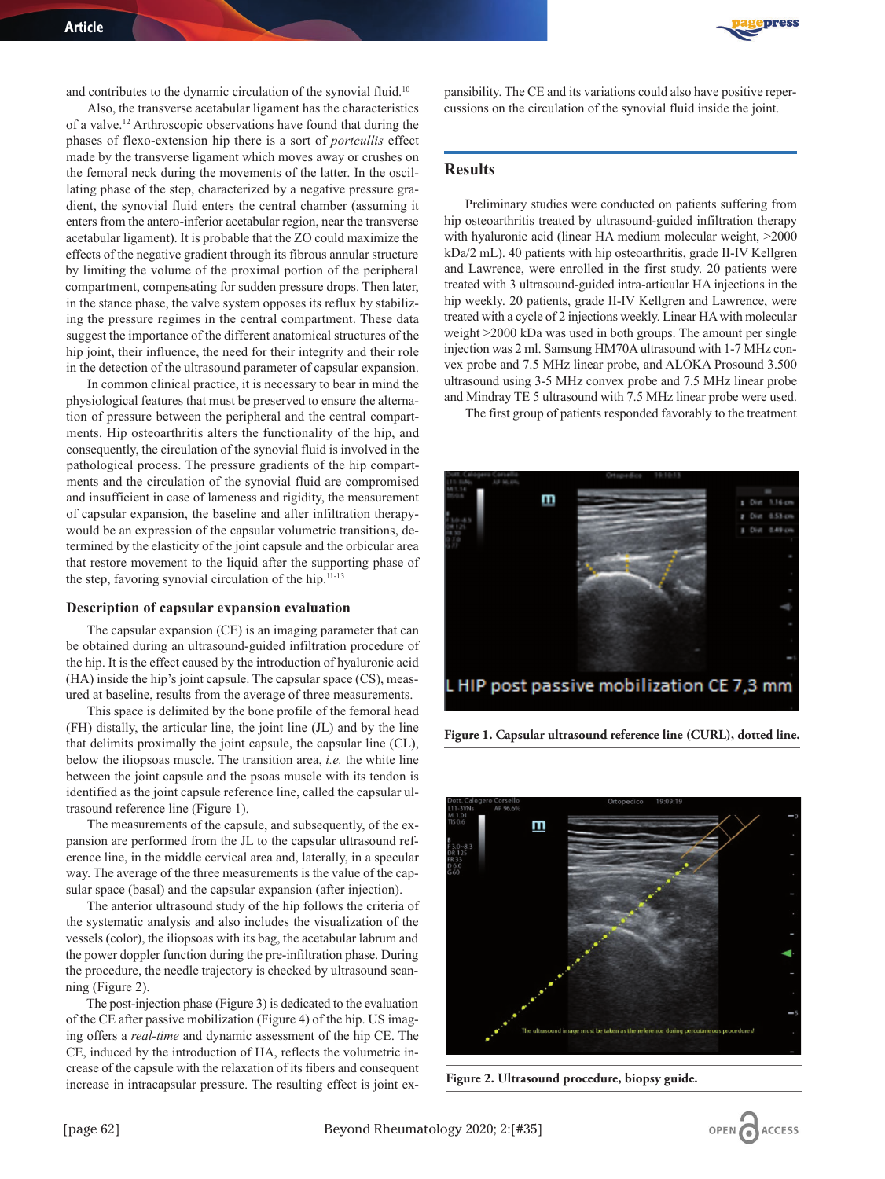and contributes to the dynamic circulation of the synovial fluid.[10]

Also, the transverse acetabular ligament has the characteristics of a valve.[12] Arthroscopic observations have found that during the phases of flexo-extension hip there is a sort of *portcullis* effect made by the transverse ligament which moves away or crushes on the femoral neck during the movements of the latter. In the oscillating phase of the step, characterized by a negative pressure gradient, the synovial fluid enters the central chamber (assuming it enters from the antero-inferior acetabular region, near the transverse acetabular ligament). It is probable that the ZO could maximize the effects of the negative gradient through its fibrous annular structure by limiting the volume of the proximal portion of the peripheral compartment, compensating for sudden pressure drops. Then later, in the stance phase, the valve system opposes its reflux by stabilizing the pressure regimes in the central compartment. These data suggest the importance of the different anatomical structures of the hip joint, their influence, the need for their integrity and their role in the detection of the ultrasound parameter of capsular expansion.

In common clinical practice, it is necessary to bear in mind the physiological features that must be preserved to ensure the alternation of pressure between the peripheral and the central compartments. Hip osteoarthritis alters the functionality of the hip, and consequently, the circulation of the synovial fluid is involved in the pathological process. The pressure gradients of the hip compartments and the circulation of the synovial fluid are compromised and insufficient in case of lameness and rigidity, the measurement of capsular expansion, the baseline and after infiltration therapy-would be an expression of the capsular volumetric transitions, determined by the elasticity of the joint capsule and the orbicular area that restore movement to the liquid after the supporting phase of the step, favoring synovial circulation of the hip.[11-13]

### Description of capsular expansion evaluation

The capsular expansion (CE) is an imaging parameter that can be obtained during an ultrasound-guided infiltration procedure of the hip. It is the effect caused by the introduction of hyaluronic acid (HA) inside the hip's joint capsule. The capsular space (CS), measured at baseline, results from the average of three measurements.

This space is delimited by the bone profile of the femoral head (FH) distally, the articular line, the joint line (JL) and by the line that delimits proximally the joint capsule, the capsular line (CL), below the iliopsoas muscle. The transition area, *i.e.* the white line between the joint capsule and the psoas muscle with its tendon is identified as the joint capsule reference line, called the capsular ultrasound reference line (Figure 1).

The measurements of the capsule, and subsequently, of the expansion are performed from the JL to the capsular ultrasound reference line, in the middle cervical area and, laterally, in a specular way. The average of the three measurements is the value of the capsular space (basal) and the capsular expansion (after injection).

The anterior ultrasound study of the hip follows the criteria of the systematic analysis and also includes the visualization of the vessels (color), the iliopsoas with its bag, the acetabular labrum and the power doppler function during the pre-infiltration phase. During the procedure, the needle trajectory is checked by ultrasound scanning (Figure 2).

The post-injection phase (Figure 3) is dedicated to the evaluation of the CE after passive mobilization (Figure 4) of the hip. US imaging offers a *real-time* and dynamic assessment of the hip CE. The CE, induced by the introduction of HA, reflects the volumetric increase of the capsule with the relaxation of its fibers and consequent increase in intracapsular pressure. The resulting effect is joint expansibility. The CE and its variations could also have positive repercussions on the circulation of the synovial fluid inside the joint.

## Results

Preliminary studies were conducted on patients suffering from hip osteoarthritis treated by ultrasound-guided infiltration therapy with hyaluronic acid (linear HA medium molecular weight, >2000 kDa/2 mL). 40 patients with hip osteoarthritis, grade II-IV Kellgren and Lawrence, were enrolled in the first study. 20 patients were treated with 3 ultrasound-guided intra-articular HA injections in the hip weekly. 20 patients, grade II-IV Kellgren and Lawrence, were treated with a cycle of 2 injections weekly. Linear HA with molecular weight >2000 kDa was used in both groups. The amount per single injection was 2 ml. Samsung HM70A ultrasound with 1-7 MHz convex probe and 7.5 MHz linear probe, and ALOKA Prosound 3.500 ultrasound using 3-5 MHz convex probe and 7.5 MHz linear probe and Mindray TE 5 ultrasound with 7.5 MHz linear probe were used.

The first group of patients responded favorably to the treatment

**Figure 1. Capsular ultrasound reference line (CURL), dotted line.**

**Figure 2. Ultrasound procedure, biopsy guide.**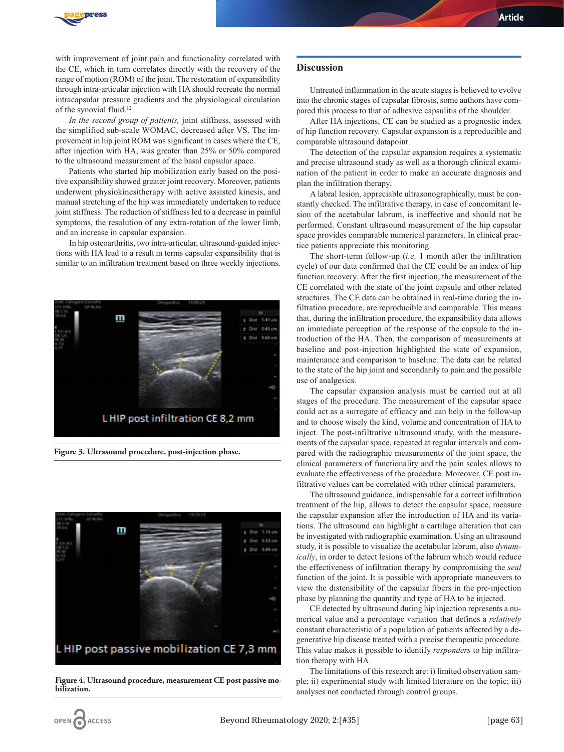with improvement of joint pain and functionality correlated with the CE, which in turn correlates directly with the recovery of the range of motion (ROM) of the joint. The restoration of expansibility through intra-articular injection with HA should recreate the normal intracapsular pressure gradients and the physiological circulation of the synovial fluid.[12]

*In the second group of patients,* joint stiffness, assessed with the simplified sub-scale WOMAC, decreased after VS. The improvement in hip joint ROM was significant in cases where the CE, after injection with HA, was greater than 25% or 50% compared to the ultrasound measurement of the basal capsular space.

Patients who started hip mobilization early based on the positive expansibility showed greater joint recovery. Moreover, patients underwent physiokinesitherapy with active assisted kinesis, and manual stretching of the hip was immediately undertaken to reduce joint stiffness. The reduction of stiffness led to a decrease in painful symptoms, the resolution of any extra-rotation of the lower limb, and an increase in capsular expansion.

In hip osteoarthritis, two intra-articular, ultrasound-guided injections with HA lead to a result in terms capsular expansibility that is similar to an infiltration treatment based on three weekly injections.

L HIP post infiltration CE 8,2 mm

**Figure 3. Ultrasound procedure, post-injection phase.**

L HIP post passive mobilization CE 7,3 mm

**Figure 4. Ultrasound procedure, measurement CE post passive mobilization.**

## Discussion

Untreated inflammation in the acute stages is believed to evolve into the chronic stages of capsular fibrosis, some authors have compared this process to that of adhesive capsulitis of the shoulder.

After HA injections, CE can be studied as a prognostic index of hip function recovery. Capsular expansion is a reproducible and comparable ultrasound datapoint.

The detection of the capsular expansion requires a systematic and precise ultrasound study as well as a thorough clinical examination of the patient in order to make an accurate diagnosis and plan the infiltration therapy.

A labral lesion, appreciable ultrasonographically, must be constantly checked. The infiltrative therapy, in case of concomitant lesion of the acetabular labrum, is ineffective and should not be performed. Constant ultrasound measurement of the hip capsular space provides comparable numerical parameters. In clinical practice patients appreciate this monitoring.

The short-term follow-up (*i.e.* 1 month after the infiltration cycle) of our data confirmed that the CE could be an index of hip function recovery. After the first injection, the measurement of the CE correlated with the state of the joint capsule and other related structures. The CE data can be obtained in real-time during the infiltration procedure, are reproducible and comparable. This means that, during the infiltration procedure, the expansibility data allows an immediate perception of the response of the capsule to the introduction of the HA. Then, the comparison of measurements at baseline and post-injection highlighted the state of expansion, maintenance and comparison to baseline. The data can be related to the state of the hip joint and secondarily to pain and the possible use of analgesics.

The capsular expansion analysis must be carried out at all stages of the procedure. The measurement of the capsular space could act as a surrogate of efficacy and can help in the follow-up and to choose wisely the kind, volume and concentration of HA to inject. The post-infiltrative ultrasound study, with the measurements of the capsular space, repeated at regular intervals and compared with the radiographic measurements of the joint space, the clinical parameters of functionality and the pain scales allows to evaluate the effectiveness of the procedure. Moreover, CE post infiltrative values can be correlated with other clinical parameters.

The ultrasound guidance, indispensable for a correct infiltration treatment of the hip, allows to detect the capsular space, measure the capsular expansion after the introduction of HA and its variations. The ultrasound can highlight a cartilage alteration that can be investigated with radiographic examination. Using an ultrasound study, it is possible to visualize the acetabular labrum, also *dynamically*, in order to detect lesions of the labrum which would reduce the effectiveness of infiltration therapy by compromising the *seal* function of the joint. It is possible with appropriate maneuvers to view the distensibility of the capsular fibers in the pre-injection phase by planning the quantity and type of HA to be injected.

CE detected by ultrasound during hip injection represents a numerical value and a percentage variation that defines a *relatively* constant characteristic of a population of patients affected by a degenerative hip disease treated with a precise therapeutic procedure. This value makes it possible to identify *responders* to hip infiltration therapy with HA.

The limitations of this research are: i) limited observation sample; ii) experimental study with limited literature on the topic; iii) analyses not conducted through control groups.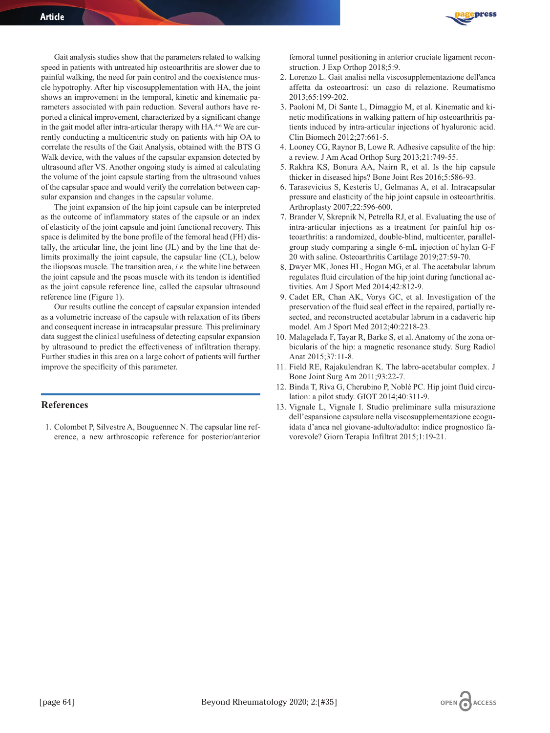Gait analysis studies show that the parameters related to walking speed in patients with untreated hip osteoarthritis are slower due to painful walking, the need for pain control and the coexistence muscle hypotrophy. After hip viscosupplementation with HA, the joint shows an improvement in the temporal, kinetic and kinematic parameters associated with pain reduction. Several authors have reported a clinical improvement, characterized by a significant change in the gait model after intra-articular therapy with HA.[4-6] We are currently conducting a multicentric study on patients with hip OA to correlate the results of the Gait Analysis, obtained with the BTS G Walk device, with the values of the capsular expansion detected by ultrasound after VS. Another ongoing study is aimed at calculating the volume of the joint capsule starting from the ultrasound values of the capsular space and would verify the correlation between capsular expansion and changes in the capsular volume.

The joint expansion of the hip joint capsule can be interpreted as the outcome of inflammatory states of the capsule or an index of elasticity of the joint capsule and joint functional recovery. This space is delimited by the bone profile of the femoral head (FH) distally, the articular line, the joint line (JL) and by the line that delimits proximally the joint capsule, the capsular line (CL), below the iliopsoas muscle. The transition area, *i.e.* the white line between the joint capsule and the psoas muscle with its tendon is identified as the joint capsule reference line, called the capsular ultrasound reference line (Figure 1).

Our results outline the concept of capsular expansion intended as a volumetric increase of the capsule with relaxation of its fibers and consequent increase in intracapsular pressure. This preliminary data suggest the clinical usefulness of detecting capsular expansion by ultrasound to predict the effectiveness of infiltration therapy. Further studies in this area on a large cohort of patients will further improve the specificity of this parameter.

## References

1. Colombet P, Silvestre A, Bouguennec N. The capsular line reference, a new arthroscopic reference for posterior/anterior femoral tunnel positioning in anterior cruciate ligament reconstruction. J Exp Orthop 2018;5:9.
2. Lorenzo L. Gait analisi nella viscosupplementazione dell'anca affetta da osteoartrosi: un caso di relazione. Reumatismo 2013;65:199-202.
3. Paoloni M, Di Sante L, Dimaggio M, et al. Kinematic and kinetic modifications in walking pattern of hip osteoarthritis patients induced by intra-articular injections of hyaluronic acid. Clin Biomech 2012;27:661-5.
4. Looney CG, Raynor B, Lowe R. Adhesive capsulite of the hip: a review. J Am Acad Orthop Surg 2013;21:749-55.
5. Rakhra KS, Bonura AA, Nairn R, et al. Is the hip capsule thicker in diseased hips? Bone Joint Res 2016;5:586-93.
6. Tarasevicius S, Kesteris U, Gelmanas A, et al. Intracapsular pressure and elasticity of the hip joint capsule in osteoarthritis. Arthroplasty 2007;22:596-600.
7. Brander V, Skrepnik N, Petrella RJ, et al. Evaluating the use of intra-articular injections as a treatment for painful hip osteoarthritis: a randomized, double-blind, multicenter, parallel-group study comparing a single 6-mL injection of hylan G-F 20 with saline. Osteoarthritis Cartilage 2019;27:59-70.
8. Dwyer MK, Jones HL, Hogan MG, et al. The acetabular labrum regulates fluid circulation of the hip joint during functional activities. Am J Sport Med 2014;42:812-9.
9. Cadet ER, Chan AK, Vorys GC, et al. Investigation of the preservation of the fluid seal effect in the repaired, partially resected, and reconstructed acetabular labrum in a cadaveric hip model. Am J Sport Med 2012;40:2218-23.
10. Malagelada F, Tayar R, Barke S, et al. Anatomy of the zona orbicularis of the hip: a magnetic resonance study. Surg Radiol Anat 2015;37:11-8.
11. Field RE, Rajakulendran K. The labro-acetabular complex. J Bone Joint Surg Am 2011;93:22-7.
12. Binda T, Riva G, Cherubino P, Noblè PC. Hip joint fluid circulation: a pilot study. GIOT 2014;40:311-9.
13. Vignale L, Vignale I. Studio preliminare sulla misurazione dell'espansione capsulare nella viscosupplementazione ecoguidata d'anca nel giovane-adulto/adulto: indice prognostico favorevole? Giorn Terapia Infiltrat 2015;1:19-21.